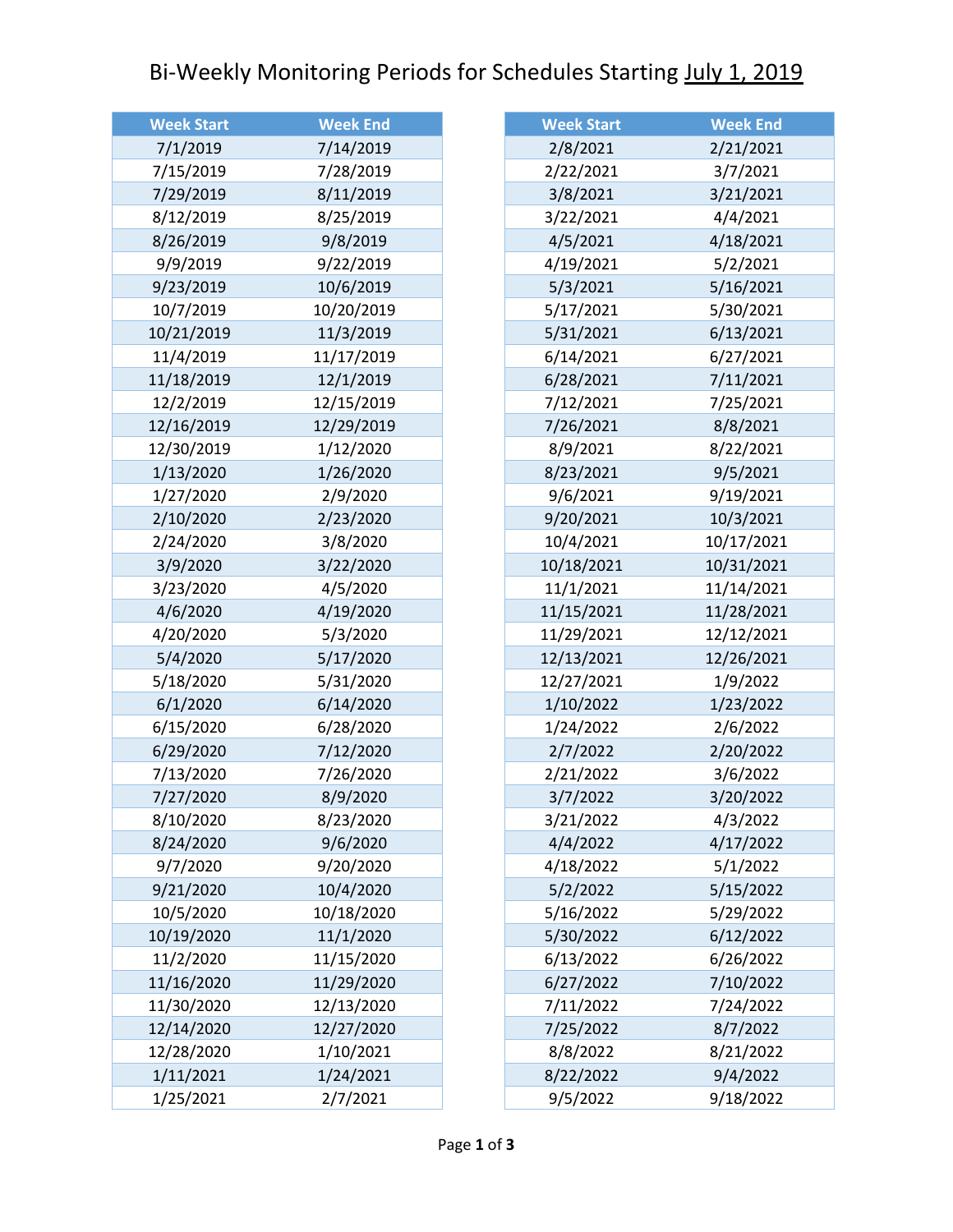# Bi-Weekly Monitoring Periods for Schedules Starting July 1, 2019

| Week Start | Week End |
|---|---|
| 7/1/2019 | 7/14/2019 |
| 7/15/2019 | 7/28/2019 |
| 7/29/2019 | 8/11/2019 |
| 8/12/2019 | 8/25/2019 |
| 8/26/2019 | 9/8/2019 |
| 9/9/2019 | 9/22/2019 |
| 9/23/2019 | 10/6/2019 |
| 10/7/2019 | 10/20/2019 |
| 10/21/2019 | 11/3/2019 |
| 11/4/2019 | 11/17/2019 |
| 11/18/2019 | 12/1/2019 |
| 12/2/2019 | 12/15/2019 |
| 12/16/2019 | 12/29/2019 |
| 12/30/2019 | 1/12/2020 |
| 1/13/2020 | 1/26/2020 |
| 1/27/2020 | 2/9/2020 |
| 2/10/2020 | 2/23/2020 |
| 2/24/2020 | 3/8/2020 |
| 3/9/2020 | 3/22/2020 |
| 3/23/2020 | 4/5/2020 |
| 4/6/2020 | 4/19/2020 |
| 4/20/2020 | 5/3/2020 |
| 5/4/2020 | 5/17/2020 |
| 5/18/2020 | 5/31/2020 |
| 6/1/2020 | 6/14/2020 |
| 6/15/2020 | 6/28/2020 |
| 6/29/2020 | 7/12/2020 |
| 7/13/2020 | 7/26/2020 |
| 7/27/2020 | 8/9/2020 |
| 8/10/2020 | 8/23/2020 |
| 8/24/2020 | 9/6/2020 |
| 9/7/2020 | 9/20/2020 |
| 9/21/2020 | 10/4/2020 |
| 10/5/2020 | 10/18/2020 |
| 10/19/2020 | 11/1/2020 |
| 11/2/2020 | 11/15/2020 |
| 11/16/2020 | 11/29/2020 |
| 11/30/2020 | 12/13/2020 |
| 12/14/2020 | 12/27/2020 |
| 12/28/2020 | 1/10/2021 |
| 1/11/2021 | 1/24/2021 |
| 1/25/2021 | 2/7/2021 |
| 2/8/2021 | 2/21/2021 |
| 2/22/2021 | 3/7/2021 |
| 3/8/2021 | 3/21/2021 |
| 3/22/2021 | 4/4/2021 |
| 4/5/2021 | 4/18/2021 |
| 4/19/2021 | 5/2/2021 |
| 5/3/2021 | 5/16/2021 |
| 5/17/2021 | 5/30/2021 |
| 5/31/2021 | 6/13/2021 |
| 6/14/2021 | 6/27/2021 |
| 6/28/2021 | 7/11/2021 |
| 7/12/2021 | 7/25/2021 |
| 7/26/2021 | 8/8/2021 |
| 8/9/2021 | 8/22/2021 |
| 8/23/2021 | 9/5/2021 |
| 9/6/2021 | 9/19/2021 |
| 9/20/2021 | 10/3/2021 |
| 10/4/2021 | 10/17/2021 |
| 10/18/2021 | 10/31/2021 |
| 11/1/2021 | 11/14/2021 |
| 11/15/2021 | 11/28/2021 |
| 11/29/2021 | 12/12/2021 |
| 12/13/2021 | 12/26/2021 |
| 12/27/2021 | 1/9/2022 |
| 1/10/2022 | 1/23/2022 |
| 1/24/2022 | 2/6/2022 |
| 2/7/2022 | 2/20/2022 |
| 2/21/2022 | 3/6/2022 |
| 3/7/2022 | 3/20/2022 |
| 3/21/2022 | 4/3/2022 |
| 4/4/2022 | 4/17/2022 |
| 4/18/2022 | 5/1/2022 |
| 5/2/2022 | 5/15/2022 |
| 5/16/2022 | 5/29/2022 |
| 5/30/2022 | 6/12/2022 |
| 6/13/2022 | 6/26/2022 |
| 6/27/2022 | 7/10/2022 |
| 7/11/2022 | 7/24/2022 |
| 7/25/2022 | 8/7/2022 |
| 8/8/2022 | 8/21/2022 |
| 8/22/2022 | 9/4/2022 |
| 9/5/2022 | 9/18/2022 |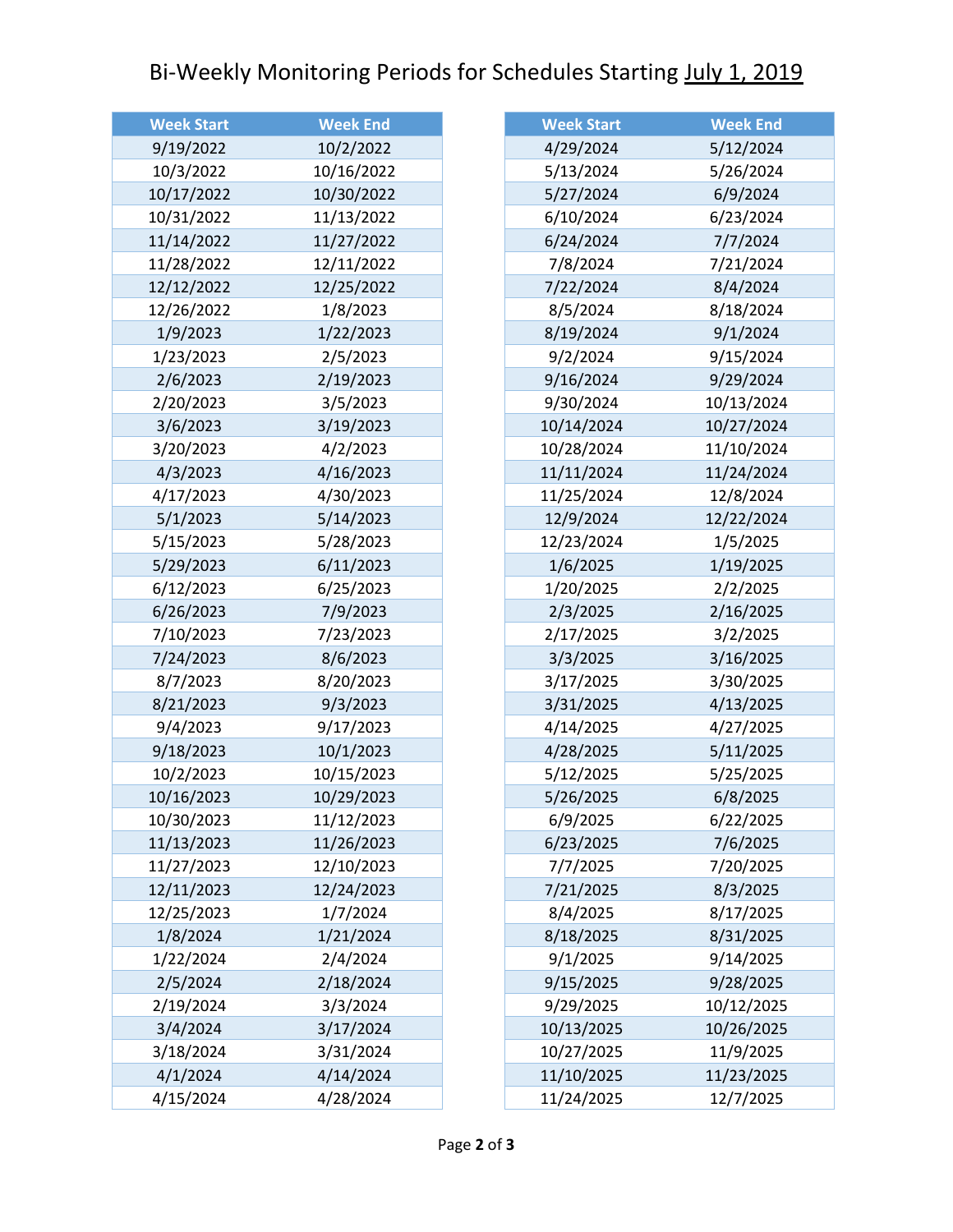# Bi-Weekly Monitoring Periods for Schedules Starting July 1, 2019

| Week Start | Week End |
| --- | --- |
| 9/19/2022 | 10/2/2022 |
| 10/3/2022 | 10/16/2022 |
| 10/17/2022 | 10/30/2022 |
| 10/31/2022 | 11/13/2022 |
| 11/14/2022 | 11/27/2022 |
| 11/28/2022 | 12/11/2022 |
| 12/12/2022 | 12/25/2022 |
| 12/26/2022 | 1/8/2023 |
| 1/9/2023 | 1/22/2023 |
| 1/23/2023 | 2/5/2023 |
| 2/6/2023 | 2/19/2023 |
| 2/20/2023 | 3/5/2023 |
| 3/6/2023 | 3/19/2023 |
| 3/20/2023 | 4/2/2023 |
| 4/3/2023 | 4/16/2023 |
| 4/17/2023 | 4/30/2023 |
| 5/1/2023 | 5/14/2023 |
| 5/15/2023 | 5/28/2023 |
| 5/29/2023 | 6/11/2023 |
| 6/12/2023 | 6/25/2023 |
| 6/26/2023 | 7/9/2023 |
| 7/10/2023 | 7/23/2023 |
| 7/24/2023 | 8/6/2023 |
| 8/7/2023 | 8/20/2023 |
| 8/21/2023 | 9/3/2023 |
| 9/4/2023 | 9/17/2023 |
| 9/18/2023 | 10/1/2023 |
| 10/2/2023 | 10/15/2023 |
| 10/16/2023 | 10/29/2023 |
| 10/30/2023 | 11/12/2023 |
| 11/13/2023 | 11/26/2023 |
| 11/27/2023 | 12/10/2023 |
| 12/11/2023 | 12/24/2023 |
| 12/25/2023 | 1/7/2024 |
| 1/8/2024 | 1/21/2024 |
| 1/22/2024 | 2/4/2024 |
| 2/5/2024 | 2/18/2024 |
| 2/19/2024 | 3/3/2024 |
| 3/4/2024 | 3/17/2024 |
| 3/18/2024 | 3/31/2024 |
| 4/1/2024 | 4/14/2024 |
| 4/15/2024 | 4/28/2024 |
| 4/29/2024 | 5/12/2024 |
| 5/13/2024 | 5/26/2024 |
| 5/27/2024 | 6/9/2024 |
| 6/10/2024 | 6/23/2024 |
| 6/24/2024 | 7/7/2024 |
| 7/8/2024 | 7/21/2024 |
| 7/22/2024 | 8/4/2024 |
| 8/5/2024 | 8/18/2024 |
| 8/19/2024 | 9/1/2024 |
| 9/2/2024 | 9/15/2024 |
| 9/16/2024 | 9/29/2024 |
| 9/30/2024 | 10/13/2024 |
| 10/14/2024 | 10/27/2024 |
| 10/28/2024 | 11/10/2024 |
| 11/11/2024 | 11/24/2024 |
| 11/25/2024 | 12/8/2024 |
| 12/9/2024 | 12/22/2024 |
| 12/23/2024 | 1/5/2025 |
| 1/6/2025 | 1/19/2025 |
| 1/20/2025 | 2/2/2025 |
| 2/3/2025 | 2/16/2025 |
| 2/17/2025 | 3/2/2025 |
| 3/3/2025 | 3/16/2025 |
| 3/17/2025 | 3/30/2025 |
| 3/31/2025 | 4/13/2025 |
| 4/14/2025 | 4/27/2025 |
| 4/28/2025 | 5/11/2025 |
| 5/12/2025 | 5/25/2025 |
| 5/26/2025 | 6/8/2025 |
| 6/9/2025 | 6/22/2025 |
| 6/23/2025 | 7/6/2025 |
| 7/7/2025 | 7/20/2025 |
| 7/21/2025 | 8/3/2025 |
| 8/4/2025 | 8/17/2025 |
| 8/18/2025 | 8/31/2025 |
| 9/1/2025 | 9/14/2025 |
| 9/15/2025 | 9/28/2025 |
| 9/29/2025 | 10/12/2025 |
| 10/13/2025 | 10/26/2025 |
| 10/27/2025 | 11/9/2025 |
| 11/10/2025 | 11/23/2025 |
| 11/24/2025 | 12/7/2025 |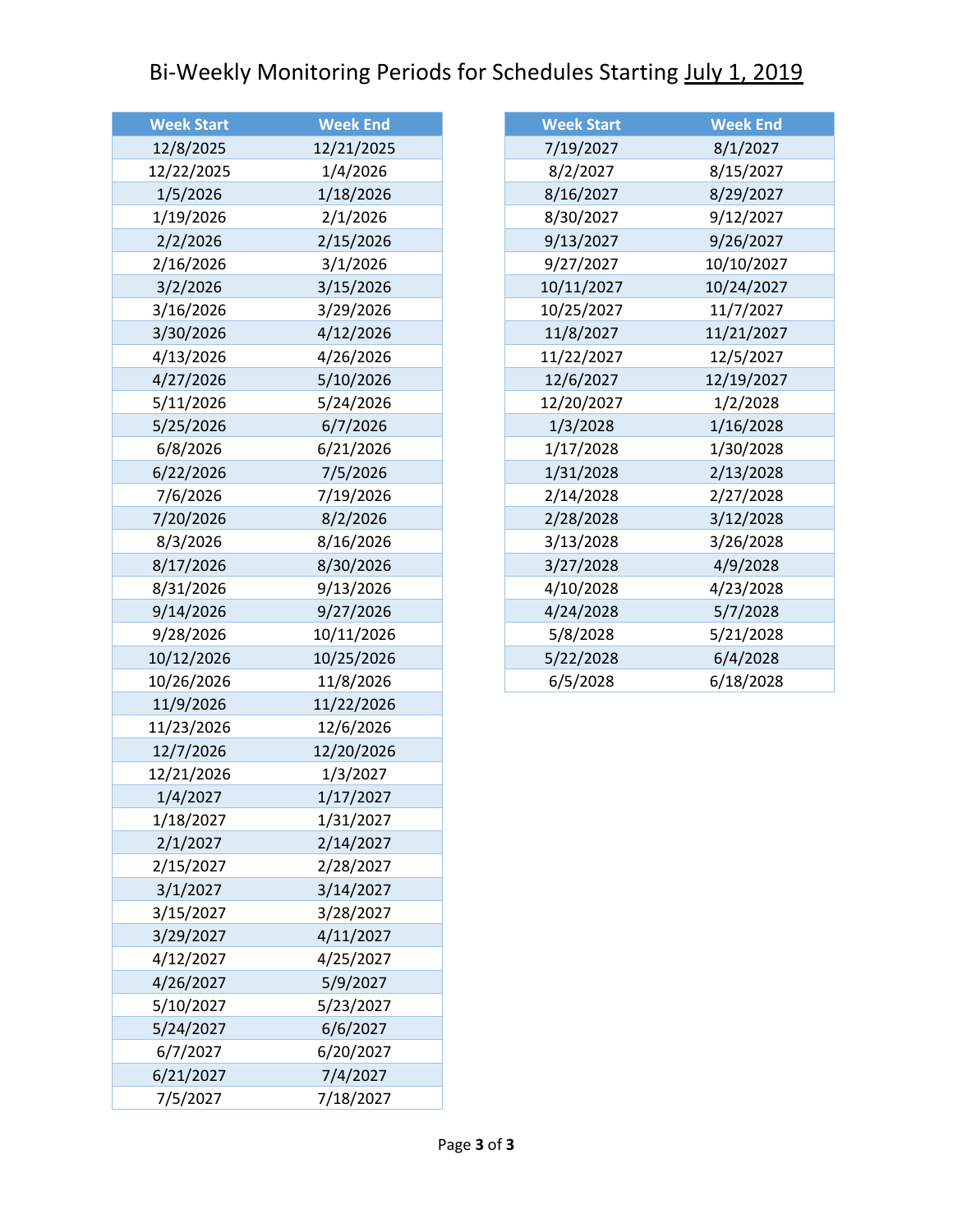# Bi-Weekly Monitoring Periods for Schedules Starting July 1, 2019

| Week Start | Week End |
|---|---|
| 12/8/2025 | 12/21/2025 |
| 12/22/2025 | 1/4/2026 |
| 1/5/2026 | 1/18/2026 |
| 1/19/2026 | 2/1/2026 |
| 2/2/2026 | 2/15/2026 |
| 2/16/2026 | 3/1/2026 |
| 3/2/2026 | 3/15/2026 |
| 3/16/2026 | 3/29/2026 |
| 3/30/2026 | 4/12/2026 |
| 4/13/2026 | 4/26/2026 |
| 4/27/2026 | 5/10/2026 |
| 5/11/2026 | 5/24/2026 |
| 5/25/2026 | 6/7/2026 |
| 6/8/2026 | 6/21/2026 |
| 6/22/2026 | 7/5/2026 |
| 7/6/2026 | 7/19/2026 |
| 7/20/2026 | 8/2/2026 |
| 8/3/2026 | 8/16/2026 |
| 8/17/2026 | 8/30/2026 |
| 8/31/2026 | 9/13/2026 |
| 9/14/2026 | 9/27/2026 |
| 9/28/2026 | 10/11/2026 |
| 10/12/2026 | 10/25/2026 |
| 10/26/2026 | 11/8/2026 |
| 11/9/2026 | 11/22/2026 |
| 11/23/2026 | 12/6/2026 |
| 12/7/2026 | 12/20/2026 |
| 12/21/2026 | 1/3/2027 |
| 1/4/2027 | 1/17/2027 |
| 1/18/2027 | 1/31/2027 |
| 2/1/2027 | 2/14/2027 |
| 2/15/2027 | 2/28/2027 |
| 3/1/2027 | 3/14/2027 |
| 3/15/2027 | 3/28/2027 |
| 3/29/2027 | 4/11/2027 |
| 4/12/2027 | 4/25/2027 |
| 4/26/2027 | 5/9/2027 |
| 5/10/2027 | 5/23/2027 |
| 5/24/2027 | 6/6/2027 |
| 6/7/2027 | 6/20/2027 |
| 6/21/2027 | 7/4/2027 |
| 7/5/2027 | 7/18/2027 |

| Week Start | Week End |
|---|---|
| 7/19/2027 | 8/1/2027 |
| 8/2/2027 | 8/15/2027 |
| 8/16/2027 | 8/29/2027 |
| 8/30/2027 | 9/12/2027 |
| 9/13/2027 | 9/26/2027 |
| 9/27/2027 | 10/10/2027 |
| 10/11/2027 | 10/24/2027 |
| 10/25/2027 | 11/7/2027 |
| 11/8/2027 | 11/21/2027 |
| 11/22/2027 | 12/5/2027 |
| 12/6/2027 | 12/19/2027 |
| 12/20/2027 | 1/2/2028 |
| 1/3/2028 | 1/16/2028 |
| 1/17/2028 | 1/30/2028 |
| 1/31/2028 | 2/13/2028 |
| 2/14/2028 | 2/27/2028 |
| 2/28/2028 | 3/12/2028 |
| 3/13/2028 | 3/26/2028 |
| 3/27/2028 | 4/9/2028 |
| 4/10/2028 | 4/23/2028 |
| 4/24/2028 | 5/7/2028 |
| 5/8/2028 | 5/21/2028 |
| 5/22/2028 | 6/4/2028 |
| 6/5/2028 | 6/18/2028 |